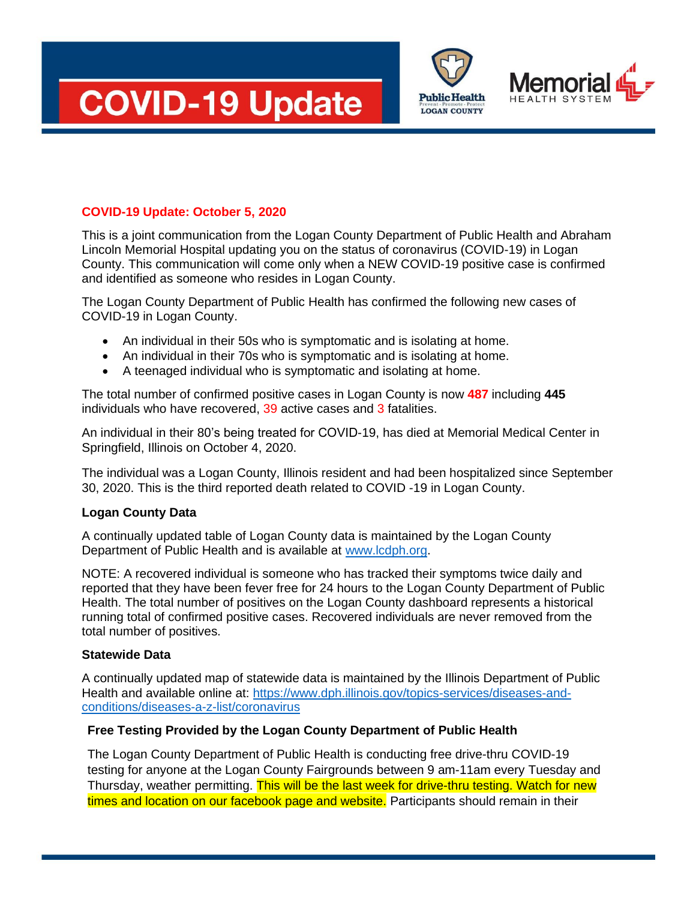# COVID-19 Update

## COVID-19 Update: October 5, 2020

This is a joint communication from the Logan County Department of Public Health and Abraham Lincoln Memorial Hospital updating you on the status of coronavirus (COVID-19) in Logan County. This communication will come only when a NEW COVID-19 positive case is confirmed and identified as someone who resides in Logan County.

The Logan County Department of Public Health has confirmed the following new cases of COVID-19 in Logan County.

- An individual in their 50s who is symptomatic and is isolating at home.
- An individual in their 70s who is symptomatic and is isolating at home.
- A teenaged individual who is symptomatic and isolating at home.

The total number of confirmed positive cases in Logan County is now **487** including **445** individuals who have recovered, 39 active cases and 3 fatalities.

An individual in their 80's being treated for COVID-19, has died at Memorial Medical Center in Springfield, Illinois on October 4, 2020.

The individual was a Logan County, Illinois resident and had been hospitalized since September 30, 2020. This is the third reported death related to COVID -19 in Logan County.

### Logan County Data

A continually updated table of Logan County data is maintained by the Logan County Department of Public Health and is available at [www.lcdph.org](http://www.lcdph.org).

NOTE: A recovered individual is someone who has tracked their symptoms twice daily and reported that they have been fever free for 24 hours to the Logan County Department of Public Health. The total number of positives on the Logan County dashboard represents a historical running total of confirmed positive cases. Recovered individuals are never removed from the total number of positives.

### Statewide Data

A continually updated map of statewide data is maintained by the Illinois Department of Public Health and available online at: [https://www.dph.illinois.gov/topics-services/diseases-and-conditions/diseases-a-z-list/coronavirus](https://www.dph.illinois.gov/topics-services/diseases-and-conditions/diseases-a-z-list/coronavirus)

### Free Testing Provided by the Logan County Department of Public Health

The Logan County Department of Public Health is conducting free drive-thru COVID-19 testing for anyone at the Logan County Fairgrounds between 9 am-11am every Tuesday and Thursday, weather permitting. This will be the last week for drive-thru testing. Watch for new times and location on our facebook page and website. Participants should remain in their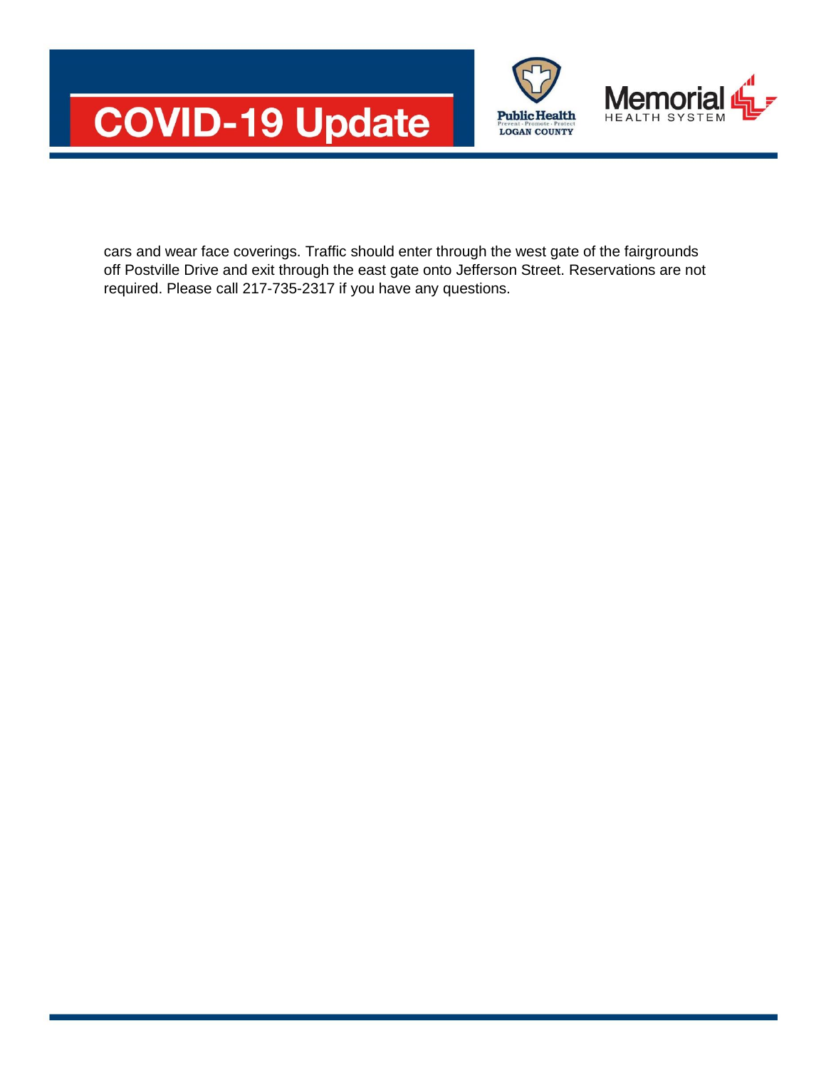cars and wear face coverings. Traffic should enter through the west gate of the fairgrounds off Postville Drive and exit through the east gate onto Jefferson Street. Reservations are not required. Please call 217-735-2317 if you have any questions.